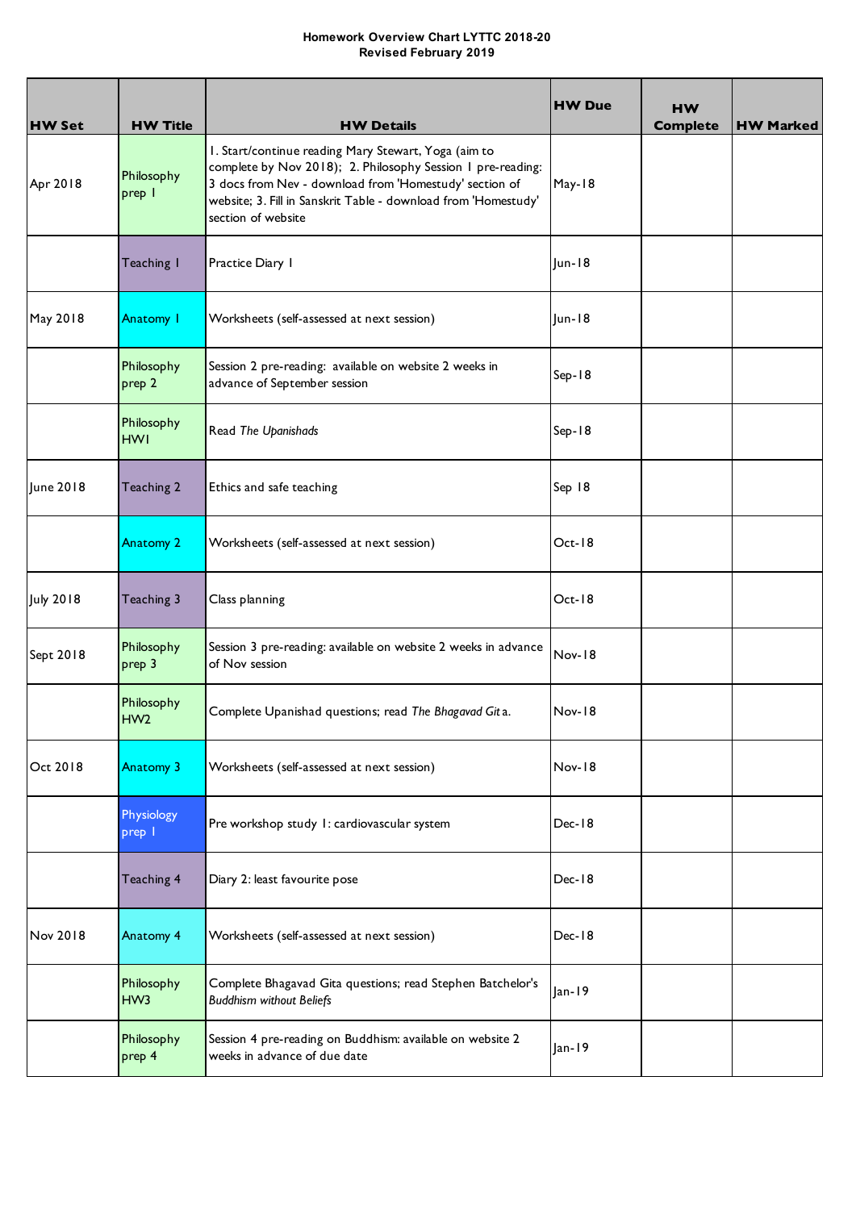**Homework Overview Chart LYTTC 2018-20**
**Revised February 2019**

| HW Set | HW Title | HW Details | HW Due | HW Complete | HW Marked |
|---|---|---|---|---|---|
| Apr 2018 | Philosophy prep 1 | 1. Start/continue reading Mary Stewart, Yoga (aim to complete by Nov 2018); 2. Philosophy Session 1 pre-reading: 3 docs from Nev - download from 'Homestudy' section of website; 3. Fill in Sanskrit Table - download from 'Homestudy' section of website | May-18 | | |
| | Teaching 1 | Practice Diary 1 | Jun-18 | | |
| May 2018 | Anatomy 1 | Worksheets (self-assessed at next session) | Jun-18 | | |
| | Philosophy prep 2 | Session 2 pre-reading: available on website 2 weeks in advance of September session | Sep-18 | | |
| | Philosophy HW1 | Read *The Upanishads* | Sep-18 | | |
| June 2018 | Teaching 2 | Ethics and safe teaching | Sep 18 | | |
| | Anatomy 2 | Worksheets (self-assessed at next session) | Oct-18 | | |
| July 2018 | Teaching 3 | Class planning | Oct-18 | | |
| Sept 2018 | Philosophy prep 3 | Session 3 pre-reading: available on website 2 weeks in advance of Nov session | Nov-18 | | |
| | Philosophy HW2 | Complete Upanishad questions; read *The Bhagavad Git*a. | Nov-18 | | |
| Oct 2018 | Anatomy 3 | Worksheets (self-assessed at next session) | Nov-18 | | |
| | Physiology prep 1 | Pre workshop study 1: cardiovascular system | Dec-18 | | |
| | Teaching 4 | Diary 2: least favourite pose | Dec-18 | | |
| Nov 2018 | Anatomy 4 | Worksheets (self-assessed at next session) | Dec-18 | | |
| | Philosophy HW3 | Complete Bhagavad Gita questions; read Stephen Batchelor's *Buddhism without Beliefs* | Jan-19 | | |
| | Philosophy prep 4 | Session 4 pre-reading on Buddhism: available on website 2 weeks in advance of due date | Jan-19 | | |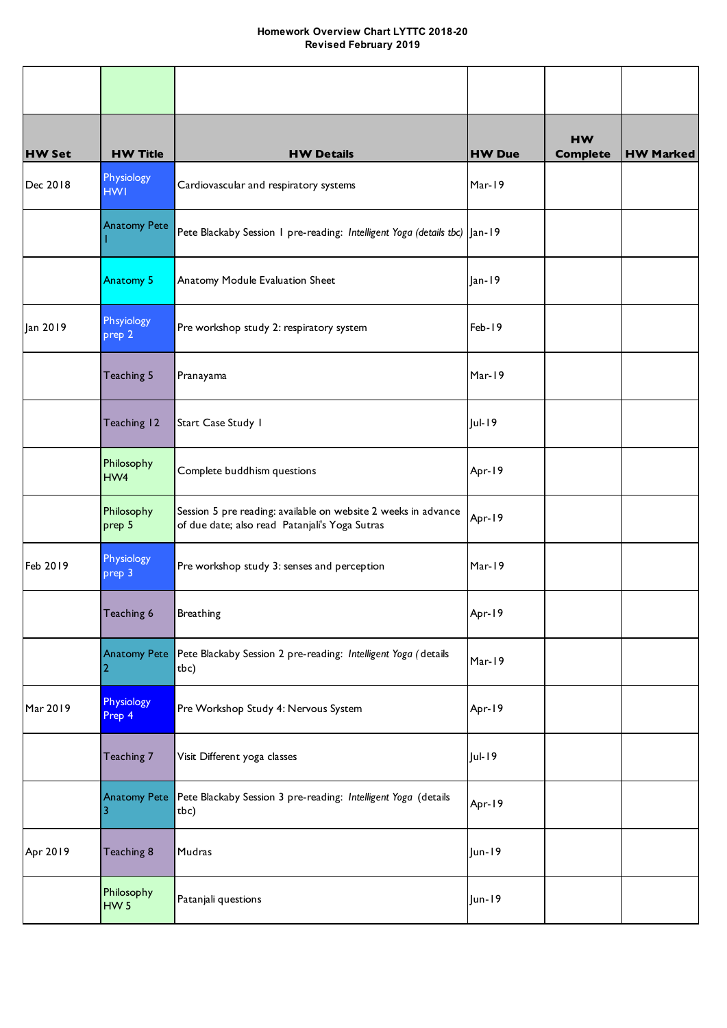**Homework Overview Chart LYTTC 2018-20**
**Revised February 2019**

| HW Set | HW Title | HW Details | HW Due | HW Complete | HW Marked |
|---|---|---|---|---|---|
| Dec 2018 | Physiology HW1 | Cardiovascular and respiratory systems | Mar-19 | | |
| | Anatomy Pete 1 | Pete Blackaby Session 1 pre-reading: *Intelligent Yoga (details tbc)* | Jan-19 | | |
| | Anatomy 5 | Anatomy Module Evaluation Sheet | Jan-19 | | |
| Jan 2019 | Physiology prep 2 | Pre workshop study 2: respiratory system | Feb-19 | | |
| | Teaching 5 | Pranayama | Mar-19 | | |
| | Teaching 12 | Start Case Study 1 | Jul-19 | | |
| | Philosophy HW4 | Complete buddhism questions | Apr-19 | | |
| | Philosophy prep 5 | Session 5 pre reading: available on website 2 weeks in advance of due date; also read Patanjali's Yoga Sutras | Apr-19 | | |
| Feb 2019 | Physiology prep 3 | Pre workshop study 3: senses and perception | Mar-19 | | |
| | Teaching 6 | Breathing | Apr-19 | | |
| | Anatomy Pete 2 | Pete Blackaby Session 2 pre-reading: *Intelligent Yoga* ( details tbc) | Mar-19 | | |
| Mar 2019 | Physiology Prep 4 | Pre Workshop Study 4: Nervous System | Apr-19 | | |
| | Teaching 7 | Visit Different yoga classes | Jul-19 | | |
| | Anatomy Pete 3 | Pete Blackaby Session 3 pre-reading: *Intelligent Yoga* (details tbc) | Apr-19 | | |
| Apr 2019 | Teaching 8 | Mudras | Jun-19 | | |
| | Philosophy HW 5 | Patanjali questions | Jun-19 | | |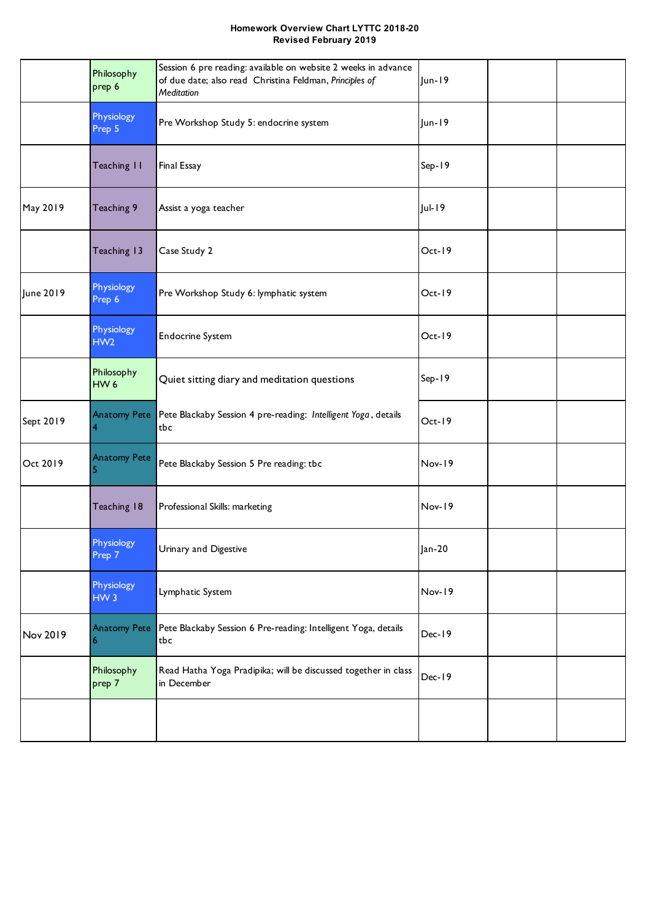**Homework Overview Chart LYTTC 2018-20**
**Revised February 2019**

| | | | | | |
|---|---|---|---|---|---|
| | Philosophy prep 6 | Session 6 pre reading: available on website 2 weeks in advance of due date; also read Christina Feldman, *Principles of Meditation* | Jun-19 | | |
| | Physiology Prep 5 | Pre Workshop Study 5: endocrine system | Jun-19 | | |
| | Teaching 11 | Final Essay | Sep-19 | | |
| May 2019 | Teaching 9 | Assist a yoga teacher | Jul-19 | | |
| | Teaching 13 | Case Study 2 | Oct-19 | | |
| June 2019 | Physiology Prep 6 | Pre Workshop Study 6: lymphatic system | Oct-19 | | |
| | Physiology HW2 | Endocrine System | Oct-19 | | |
| | Philosophy HW 6 | Quiet sitting diary and meditation questions | Sep-19 | | |
| Sept 2019 | Anatomy Pete 4 | Pete Blackaby Session 4 pre-reading: *Intelligent Yoga*, details tbc | Oct-19 | | |
| Oct 2019 | Anatomy Pete 5 | Pete Blackaby Session 5 Pre reading: tbc | Nov-19 | | |
| | Teaching 18 | Professional Skills: marketing | Nov-19 | | |
| | Physiology Prep 7 | Urinary and Digestive | Jan-20 | | |
| | Physiology HW 3 | Lymphatic System | Nov-19 | | |
| Nov 2019 | Anatomy Pete 6 | Pete Blackaby Session 6 Pre-reading: Intelligent Yoga, details tbc | Dec-19 | | |
| | Philosophy prep 7 | Read Hatha Yoga Pradipika; will be discussed together in class in December | Dec-19 | | |
| | | | | | |